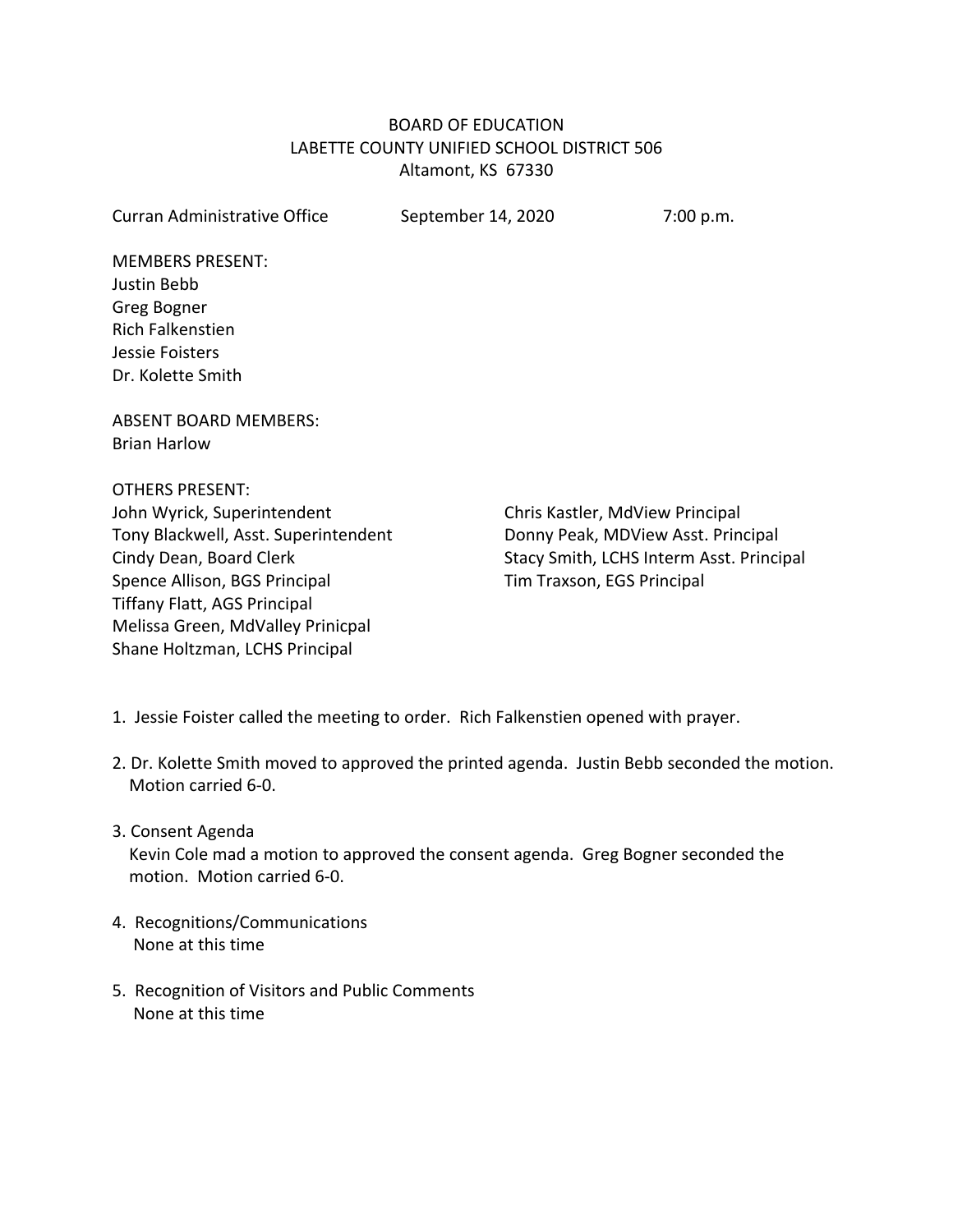BOARD OF EDUCATION
LABETTE COUNTY UNIFIED SCHOOL DISTRICT 506
Altamont, KS 67330

Curran Administrative Office September 14, 2020 7:00 p.m.

MEMBERS PRESENT:
Justin Bebb
Greg Bogner
Rich Falkenstien
Jessie Foisters
Dr. Kolette Smith

ABSENT BOARD MEMBERS:
Brian Harlow

OTHERS PRESENT:
John Wyrick, Superintendent
Tony Blackwell, Asst. Superintendent
Cindy Dean, Board Clerk
Spence Allison, BGS Principal
Tiffany Flatt, AGS Principal
Melissa Green, MdValley Prinicpal
Shane Holtzman, LCHS Principal
Chris Kastler, MdView Principal
Donny Peak, MDView Asst. Principal
Stacy Smith, LCHS Interm Asst. Principal
Tim Traxson, EGS Principal

1. Jessie Foister called the meeting to order. Rich Falkenstien opened with prayer.

2. Dr. Kolette Smith moved to approved the printed agenda. Justin Bebb seconded the motion. Motion carried 6-0.

3. Consent Agenda
   Kevin Cole mad a motion to approved the consent agenda. Greg Bogner seconded the motion. Motion carried 6-0.

4. Recognitions/Communications
   None at this time

5. Recognition of Visitors and Public Comments
   None at this time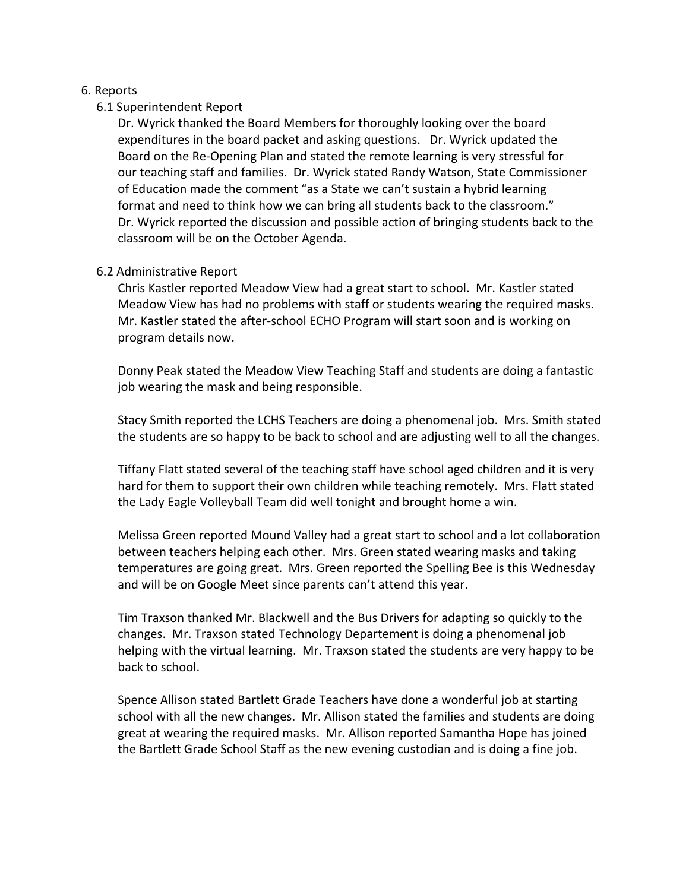6. Reports

6.1 Superintendent Report

Dr. Wyrick thanked the Board Members for thoroughly looking over the board expenditures in the board packet and asking questions. Dr. Wyrick updated the Board on the Re-Opening Plan and stated the remote learning is very stressful for our teaching staff and families. Dr. Wyrick stated Randy Watson, State Commissioner of Education made the comment "as a State we can't sustain a hybrid learning format and need to think how we can bring all students back to the classroom." Dr. Wyrick reported the discussion and possible action of bringing students back to the classroom will be on the October Agenda.

6.2 Administrative Report

Chris Kastler reported Meadow View had a great start to school. Mr. Kastler stated Meadow View has had no problems with staff or students wearing the required masks. Mr. Kastler stated the after-school ECHO Program will start soon and is working on program details now.

Donny Peak stated the Meadow View Teaching Staff and students are doing a fantastic job wearing the mask and being responsible.

Stacy Smith reported the LCHS Teachers are doing a phenomenal job. Mrs. Smith stated the students are so happy to be back to school and are adjusting well to all the changes.

Tiffany Flatt stated several of the teaching staff have school aged children and it is very hard for them to support their own children while teaching remotely. Mrs. Flatt stated the Lady Eagle Volleyball Team did well tonight and brought home a win.

Melissa Green reported Mound Valley had a great start to school and a lot collaboration between teachers helping each other. Mrs. Green stated wearing masks and taking temperatures are going great. Mrs. Green reported the Spelling Bee is this Wednesday and will be on Google Meet since parents can't attend this year.

Tim Traxson thanked Mr. Blackwell and the Bus Drivers for adapting so quickly to the changes. Mr. Traxson stated Technology Depatement is doing a phenomenal job helping with the virtual learning. Mr. Traxson stated the students are very happy to be back to school.

Spence Allison stated Bartlett Grade Teachers have done a wonderful job at starting school with all the new changes. Mr. Allison stated the families and students are doing great at wearing the required masks. Mr. Allison reported Samantha Hope has joined the Bartlett Grade School Staff as the new evening custodian and is doing a fine job.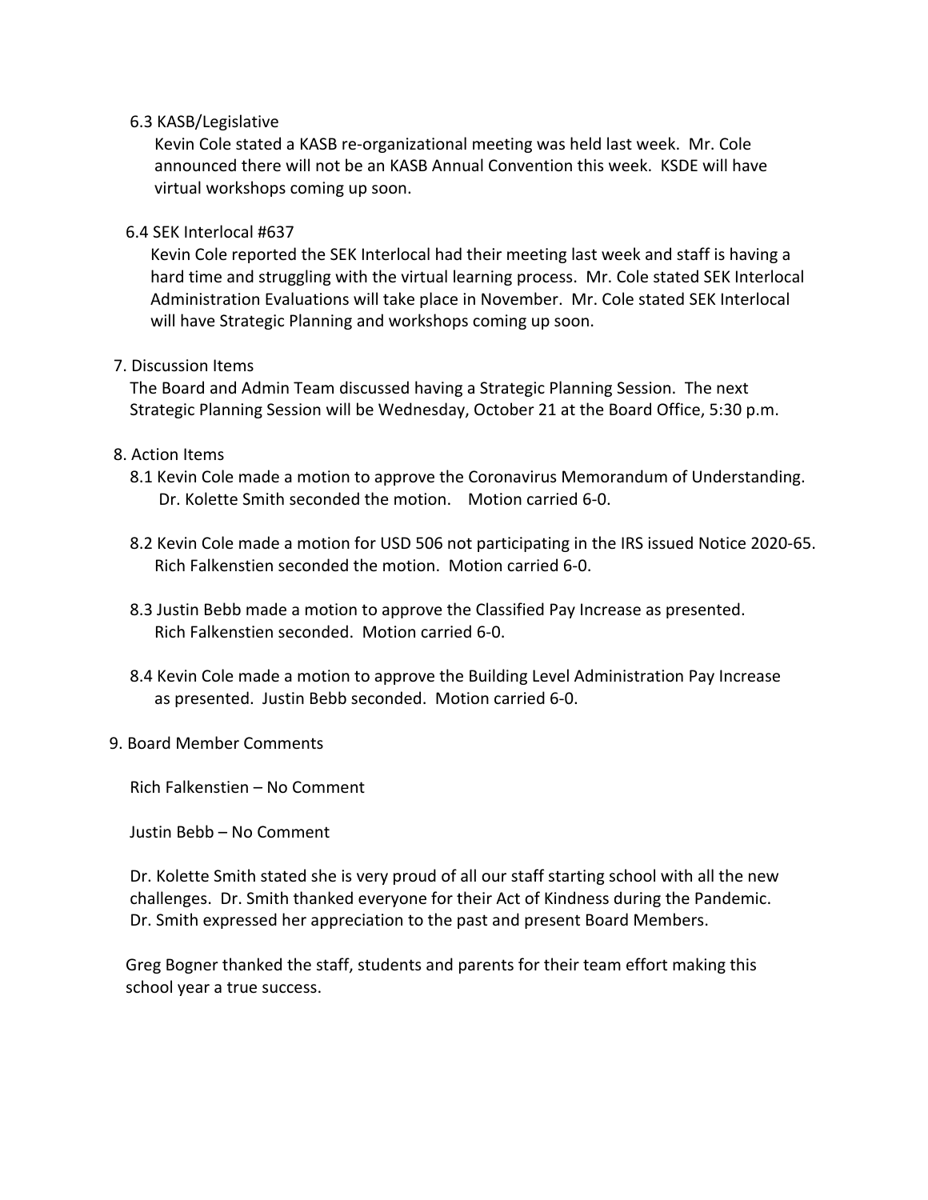6.3 KASB/Legislative

Kevin Cole stated a KASB re-organizational meeting was held last week. Mr. Cole announced there will not be an KASB Annual Convention this week. KSDE will have virtual workshops coming up soon.

6.4 SEK Interlocal #637

Kevin Cole reported the SEK Interlocal had their meeting last week and staff is having a hard time and struggling with the virtual learning process. Mr. Cole stated SEK Interlocal Administration Evaluations will take place in November. Mr. Cole stated SEK Interlocal will have Strategic Planning and workshops coming up soon.

7. Discussion Items

The Board and Admin Team discussed having a Strategic Planning Session. The next Strategic Planning Session will be Wednesday, October 21 at the Board Office, 5:30 p.m.

8. Action Items

8.1 Kevin Cole made a motion to approve the Coronavirus Memorandum of Understanding. Dr. Kolette Smith seconded the motion. Motion carried 6-0.

8.2 Kevin Cole made a motion for USD 506 not participating in the IRS issued Notice 2020-65. Rich Falkenstien seconded the motion. Motion carried 6-0.

8.3 Justin Bebb made a motion to approve the Classified Pay Increase as presented. Rich Falkenstien seconded. Motion carried 6-0.

8.4 Kevin Cole made a motion to approve the Building Level Administration Pay Increase as presented. Justin Bebb seconded. Motion carried 6-0.

9. Board Member Comments

Rich Falkenstien – No Comment

Justin Bebb – No Comment

Dr. Kolette Smith stated she is very proud of all our staff starting school with all the new challenges. Dr. Smith thanked everyone for their Act of Kindness during the Pandemic. Dr. Smith expressed her appreciation to the past and present Board Members.

Greg Bogner thanked the staff, students and parents for their team effort making this school year a true success.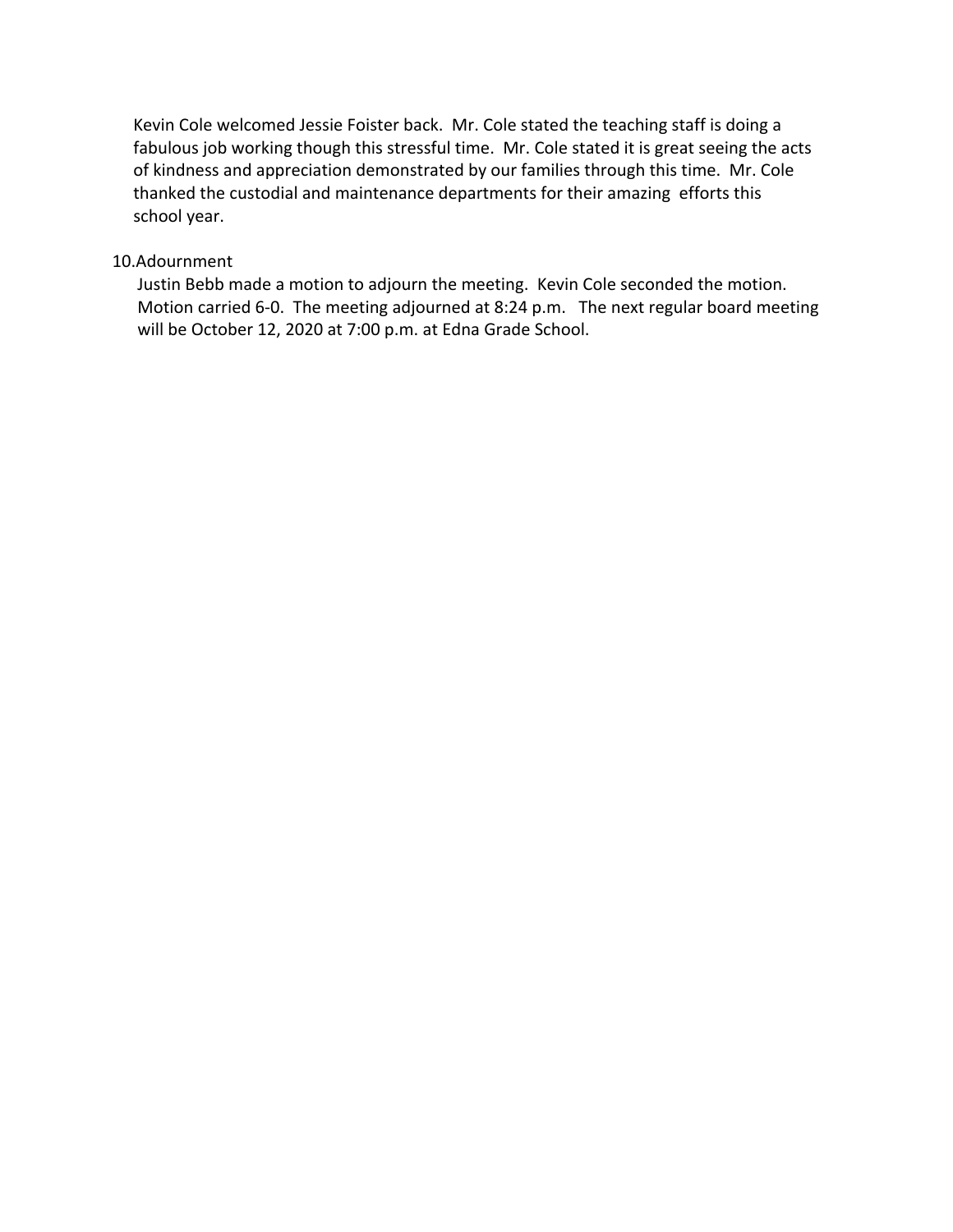Kevin Cole welcomed Jessie Foister back.  Mr. Cole stated the teaching staff is doing a fabulous job working though this stressful time.  Mr. Cole stated it is great seeing the acts of kindness and appreciation demonstrated by our families through this time.  Mr. Cole thanked the custodial and maintenance departments for their amazing  efforts this school year.

10.Adournment

Justin Bebb made a motion to adjourn the meeting.  Kevin Cole seconded the motion. Motion carried 6-0.  The meeting adjourned at 8:24 p.m.   The next regular board meeting will be October 12, 2020 at 7:00 p.m. at Edna Grade School.